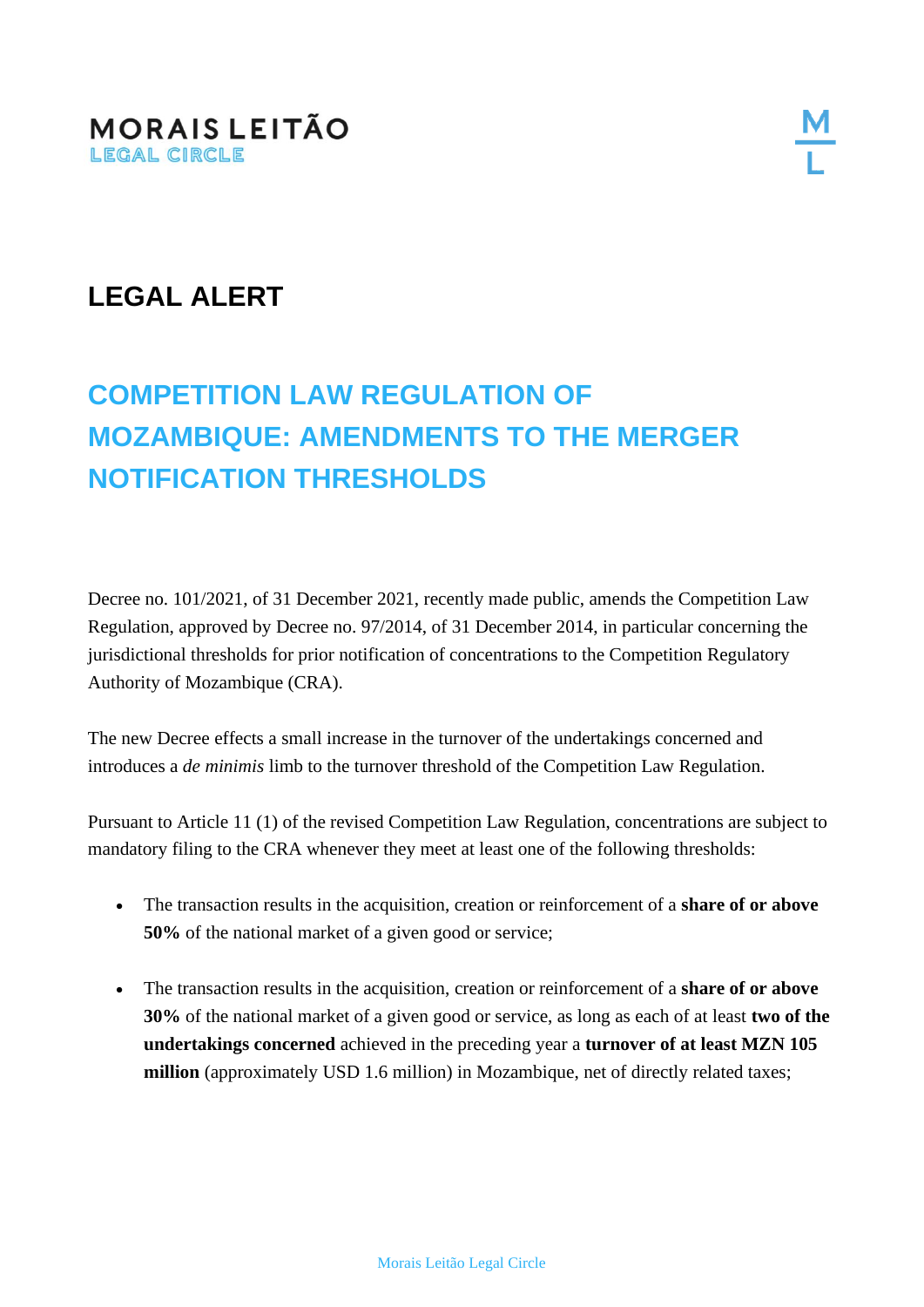MORAIS LEITÃO
LEGAL CIRCLE

# LEGAL ALERT

## COMPETITION LAW REGULATION OF MOZAMBIQUE: AMENDMENTS TO THE MERGER NOTIFICATION THRESHOLDS

Decree no. 101/2021, of 31 December 2021, recently made public, amends the Competition Law Regulation, approved by Decree no. 97/2014, of 31 December 2014, in particular concerning the jurisdictional thresholds for prior notification of concentrations to the Competition Regulatory Authority of Mozambique (CRA).

The new Decree effects a small increase in the turnover of the undertakings concerned and introduces a *de minimis* limb to the turnover threshold of the Competition Law Regulation.

Pursuant to Article 11 (1) of the revised Competition Law Regulation, concentrations are subject to mandatory filing to the CRA whenever they meet at least one of the following thresholds:

- The transaction results in the acquisition, creation or reinforcement of a **share of or above 50%** of the national market of a given good or service;

- The transaction results in the acquisition, creation or reinforcement of a **share of or above 30%** of the national market of a given good or service, as long as each of at least **two of the undertakings concerned** achieved in the preceding year a **turnover of at least MZN 105 million** (approximately USD 1.6 million) in Mozambique, net of directly related taxes;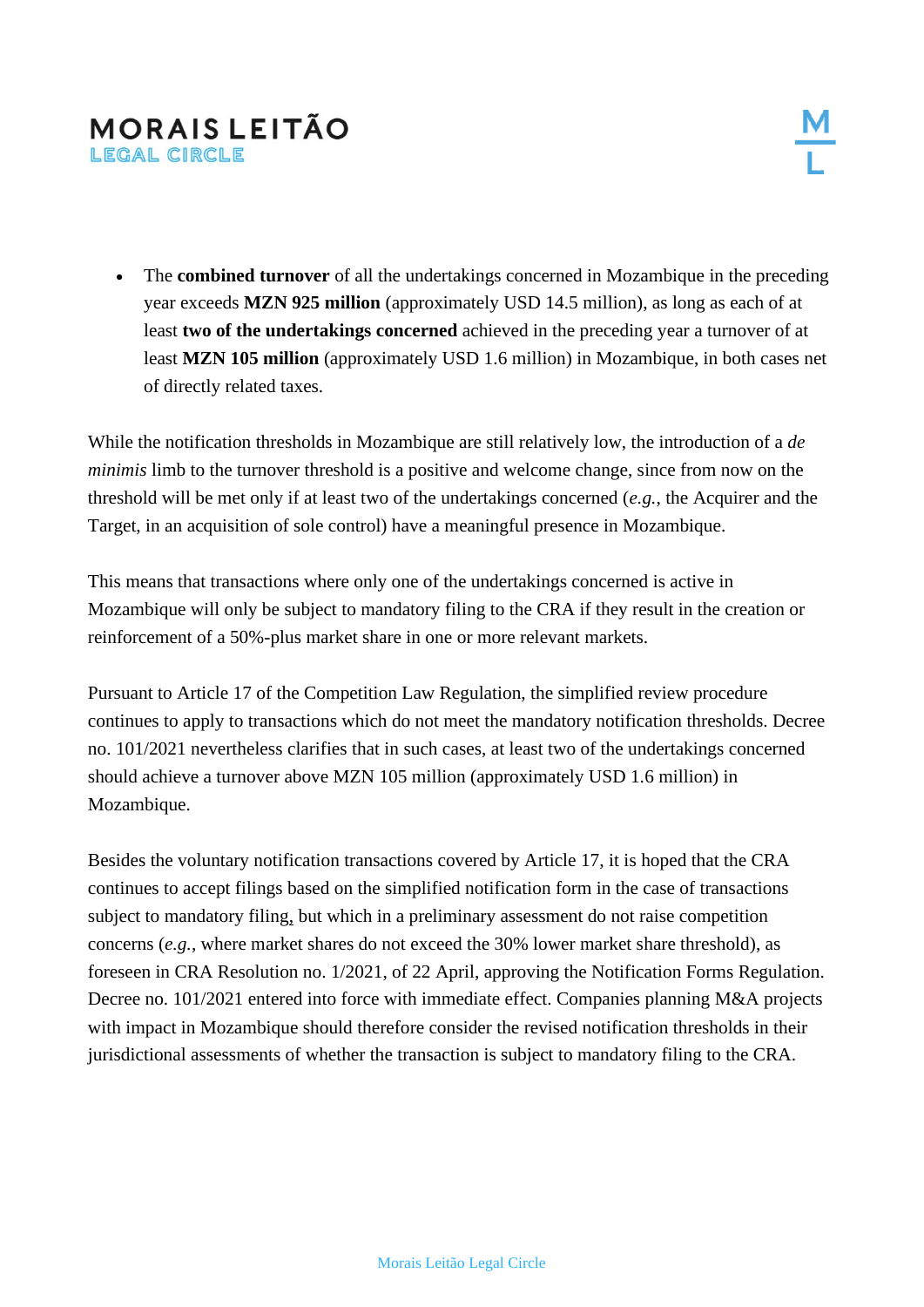- The **combined turnover** of all the undertakings concerned in Mozambique in the preceding year exceeds **MZN 925 million** (approximately USD 14.5 million), as long as each of at least **two of the undertakings concerned** achieved in the preceding year a turnover of at least **MZN 105 million** (approximately USD 1.6 million) in Mozambique, in both cases net of directly related taxes.

While the notification thresholds in Mozambique are still relatively low, the introduction of a *de minimis* limb to the turnover threshold is a positive and welcome change, since from now on the threshold will be met only if at least two of the undertakings concerned (*e.g.*, the Acquirer and the Target, in an acquisition of sole control) have a meaningful presence in Mozambique.

This means that transactions where only one of the undertakings concerned is active in Mozambique will only be subject to mandatory filing to the CRA if they result in the creation or reinforcement of a 50%-plus market share in one or more relevant markets.

Pursuant to Article 17 of the Competition Law Regulation, the simplified review procedure continues to apply to transactions which do not meet the mandatory notification thresholds. Decree no. 101/2021 nevertheless clarifies that in such cases, at least two of the undertakings concerned should achieve a turnover above MZN 105 million (approximately USD 1.6 million) in Mozambique.

Besides the voluntary notification transactions covered by Article 17, it is hoped that the CRA continues to accept filings based on the simplified notification form in the case of transactions subject to mandatory filing, but which in a preliminary assessment do not raise competition concerns (*e.g.*, where market shares do not exceed the 30% lower market share threshold), as foreseen in CRA Resolution no. 1/2021, of 22 April, approving the Notification Forms Regulation. Decree no. 101/2021 entered into force with immediate effect. Companies planning M&A projects with impact in Mozambique should therefore consider the revised notification thresholds in their jurisdictional assessments of whether the transaction is subject to mandatory filing to the CRA.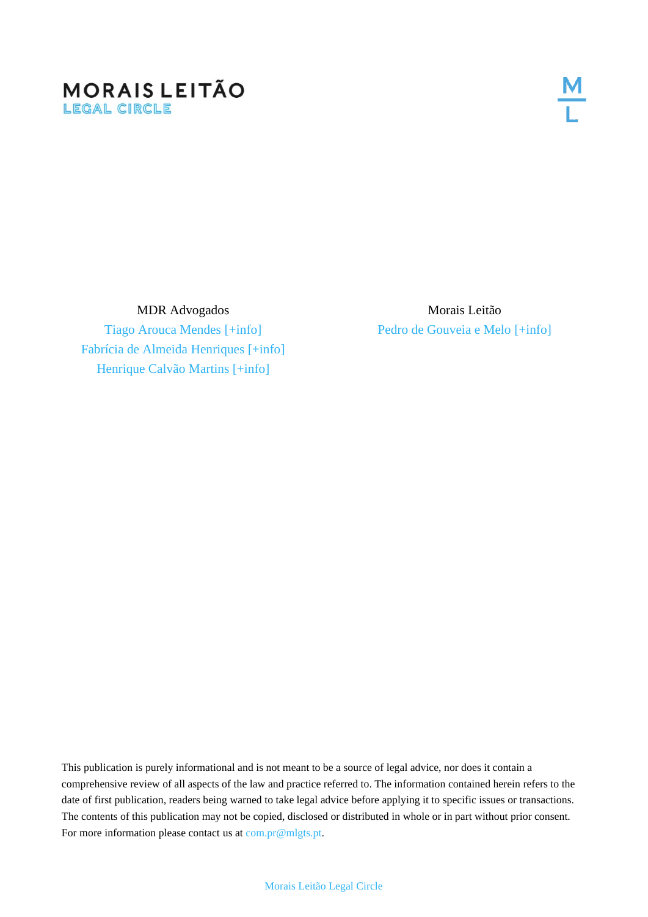MDR Advogados

Tiago Arouca Mendes [+info]

Fabrícia de Almeida Henriques [+info]

Henrique Calvão Martins [+info]

Morais Leitão

Pedro de Gouveia e Melo [+info]

This publication is purely informational and is not meant to be a source of legal advice, nor does it contain a comprehensive review of all aspects of the law and practice referred to. The information contained herein refers to the date of first publication, readers being warned to take legal advice before applying it to specific issues or transactions. The contents of this publication may not be copied, disclosed or distributed in whole or in part without prior consent. For more information please contact us at com.pr@mlgts.pt.